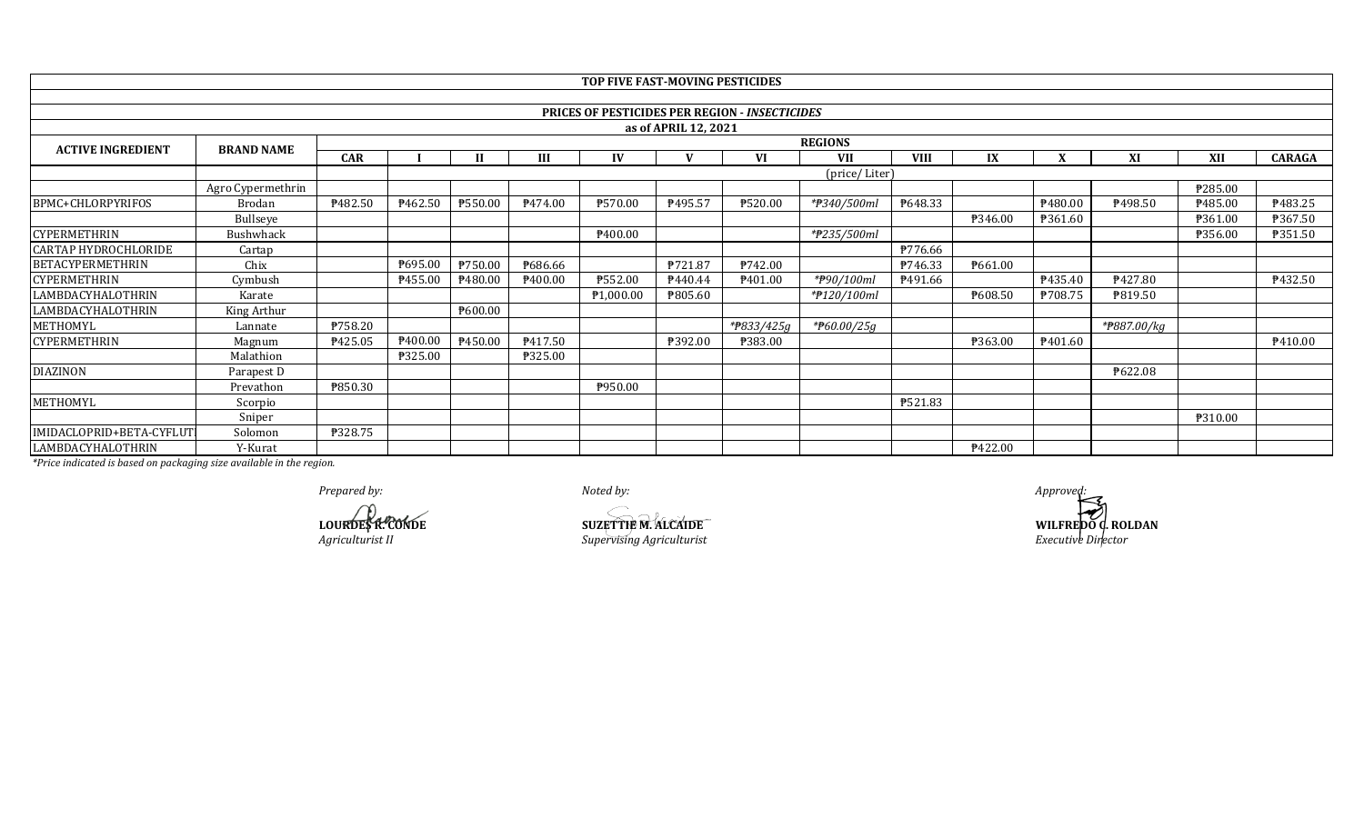# TOP FIVE FAST-MOVING PESTICIDES

## PRICES OF PESTICIDES PER REGION - *INSECTICIDES*

### as of APRIL 12, 2021

| ACTIVE INGREDIENT | BRAND NAME | REGIONS | | | | | | | | | | | | | | |
|---|---|---|---|---|---|---|---|---|---|---|---|---|---|---|---|---|
| | | CAR | I | II | III | IV | V | VI | VII | VIII | IX | X | XI | XII | CARAGA |
| | | | (price/ Liter) | | | | | | | | | | | | |
| | Agro Cypermethrin | | | | | | | | | | | | | ₱285.00 | |
| BPMC+CHLORPYRIFOS | Brodan | ₱482.50 | ₱462.50 | ₱550.00 | ₱474.00 | ₱570.00 | ₱495.57 | ₱520.00 | *₱340/500ml* | ₱648.33 | | ₱480.00 | ₱498.50 | ₱485.00 | ₱483.25 |
| | Bullseye | | | | | | | | | | ₱346.00 | ₱361.60 | | ₱361.00 | ₱367.50 |
| CYPERMETHRIN | Bushwhack | | | | | ₱400.00 | | | *₱235/500ml* | | | | | ₱356.00 | ₱351.50 |
| CARTAP HYDROCHLORIDE | Cartap | | | | | | | | | ₱776.66 | | | | | |
| BETACYPERMETHRIN | Chix | | ₱695.00 | ₱750.00 | ₱686.66 | | ₱721.87 | ₱742.00 | | ₱746.33 | ₱661.00 | | | | |
| CYPERMETHRIN | Cymbush | | ₱455.00 | ₱480.00 | ₱400.00 | ₱552.00 | ₱440.44 | ₱401.00 | *₱90/100ml* | ₱491.66 | | ₱435.40 | ₱427.80 | | ₱432.50 |
| LAMBDACYHALOTHRIN | Karate | | | | | ₱1,000.00 | ₱805.60 | | *₱120/100ml* | | ₱608.50 | ₱708.75 | ₱819.50 | | |
| LAMBDACYHALOTHRIN | King Arthur | | | ₱600.00 | | | | | | | | | | | |
| METHOMYL | Lannate | ₱758.20 | | | | | | *₱833/425g* | *₱60.00/25g* | | | | *₱887.00/kg* | | |
| CYPERMETHRIN | Magnum | ₱425.05 | ₱400.00 | ₱450.00 | ₱417.50 | | ₱392.00 | ₱383.00 | | | ₱363.00 | ₱401.60 | | | ₱410.00 |
| | Malathion | | ₱325.00 | | ₱325.00 | | | | | | | | | | |
| DIAZINON | Parapest D | | | | | | | | | | | | ₱622.08 | | |
| | Prevathon | ₱850.30 | | | | ₱950.00 | | | | | | | | | |
| METHOMYL | Scorpio | | | | | | | | | ₱521.83 | | | | | |
| | Sniper | | | | | | | | | | | | | ₱310.00 | |
| IMIDACLOPRID+BETA-CYFLUT | Solomon | ₱328.75 | | | | | | | | | | | | | |
| LAMBDACYHALOTHRIN | Y-Kurat | | | | | | | | | | ₱422.00 | | | | |

*\*Price indicated is based on packaging size available in the region.*

*Prepared by:*

**LOURDES R. CONDE**
*Agriculturist II*

*Noted by:*

**SUZETTE M. ALCAIDE**
*Supervising Agriculturist*

*Approved:*

**WILFREDO C. ROLDAN**
*Executive Director*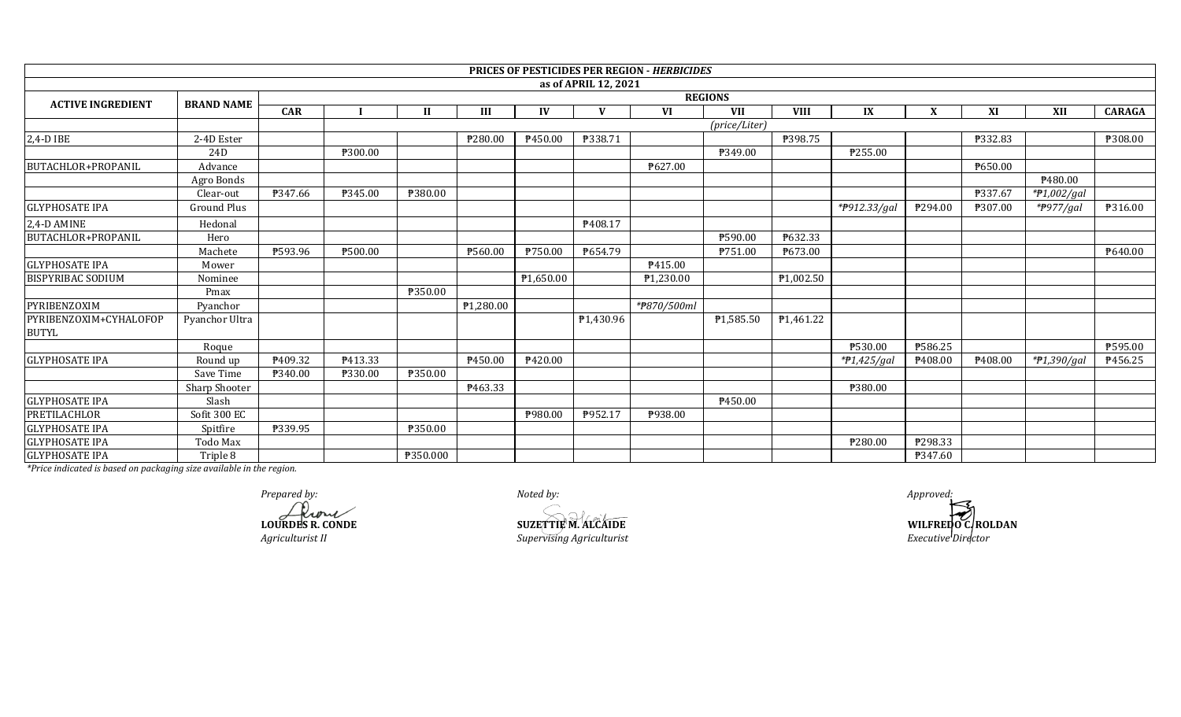| ACTIVE INGREDIENT | BRAND NAME | REGIONS | | | | | | | | | | | | | |
|---|---|---|---|---|---|---|---|---|---|---|---|---|---|---|---|
| | | CAR | I | II | III | IV | V | VI | VII | VIII | IX | X | XI | XII | CARAGA |
| | | | | | | | | | *(price/Liter)* | | | | | | |

**PRICES OF PESTICIDES PER REGION - *HERBICIDES***

**as of APRIL 12, 2021**

| ACTIVE INGREDIENT | BRAND NAME | CAR | I | II | III | IV | V | VI | VII | VIII | IX | X | XI | XII | CARAGA |
|---|---|---|---|---|---|---|---|---|---|---|---|---|---|---|---|
| 2,4-D IBE | 2-4D Ester | | | | ₱280.00 | ₱450.00 | ₱338.71 | | | ₱398.75 | | | ₱332.83 | | ₱308.00 |
| | 24D | | ₱300.00 | | | | | | ₱349.00 | | ₱255.00 | | | | |
| BUTACHLOR+PROPANIL | Advance | | | | | | | ₱627.00 | | | | | ₱650.00 | | |
| | Agro Bonds | | | | | | | | | | | | | ₱480.00 | |
| | Clear-out | ₱347.66 | ₱345.00 | ₱380.00 | | | | | | | | | ₱337.67 | *₱1,002/gal | |
| GLYPHOSATE IPA | Ground Plus | | | | | | | | | | *₱912.33/gal | ₱294.00 | ₱307.00 | *₱977/gal | ₱316.00 |
| 2,4-D AMINE | Hedonal | | | | | | ₱408.17 | | | | | | | | |
| BUTACHLOR+PROPANIL | Hero | | | | | | | | ₱590.00 | ₱632.33 | | | | | |
| | Machete | ₱593.96 | ₱500.00 | | ₱560.00 | ₱750.00 | ₱654.79 | | ₱751.00 | ₱673.00 | | | | | ₱640.00 |
| GLYPHOSATE IPA | Mower | | | | | | | ₱415.00 | | | | | | | |
| BISPYRIBAC SODIUM | Nominee | | | | | ₱1,650.00 | | ₱1,230.00 | | ₱1,002.50 | | | | | |
| | Pmax | | | ₱350.00 | | | | | | | | | | | |
| PYRIBENZOXIM | Pyanchor | | | | ₱1,280.00 | | | *₱870/500ml | | | | | | | |
| PYRIBENZOXIM+CYHALOFOP BUTYL | Pyanchor Ultra | | | | | | ₱1,430.96 | | ₱1,585.50 | ₱1,461.22 | | | | | |
| | Roque | | | | | | | | | | ₱530.00 | ₱586.25 | | | ₱595.00 |
| GLYPHOSATE IPA | Round up | ₱409.32 | ₱413.33 | | ₱450.00 | ₱420.00 | | | | | *₱1,425/gal | ₱408.00 | ₱408.00 | *₱1,390/gal | ₱456.25 |
| | Save Time | ₱340.00 | ₱330.00 | ₱350.00 | | | | | | | | | | | |
| | Sharp Shooter | | | | ₱463.33 | | | | | | ₱380.00 | | | | |
| GLYPHOSATE IPA | Slash | | | | | | | | ₱450.00 | | | | | | |
| PRETILACHLOR | Sofit 300 EC | | | | | ₱980.00 | ₱952.17 | ₱938.00 | | | | | | | |
| GLYPHOSATE IPA | Spitfire | ₱339.95 | | ₱350.00 | | | | | | | | | | | |
| GLYPHOSATE IPA | Todo Max | | | | | | | | | | ₱280.00 | ₱298.33 | | | |
| GLYPHOSATE IPA | Triple 8 | | | ₱350.000 | | | | | | | | ₱347.60 | | | |

*\*Price indicated is based on packaging size available in the region.*

*Prepared by:*
**LOURDES R. CONDE**
*Agriculturist II*

*Noted by:*
**SUZETTIE M. ALCAIDE**
*Supervising Agriculturist*

*Approved:*
**WILFREDO C. ROLDAN**
*Executive Director*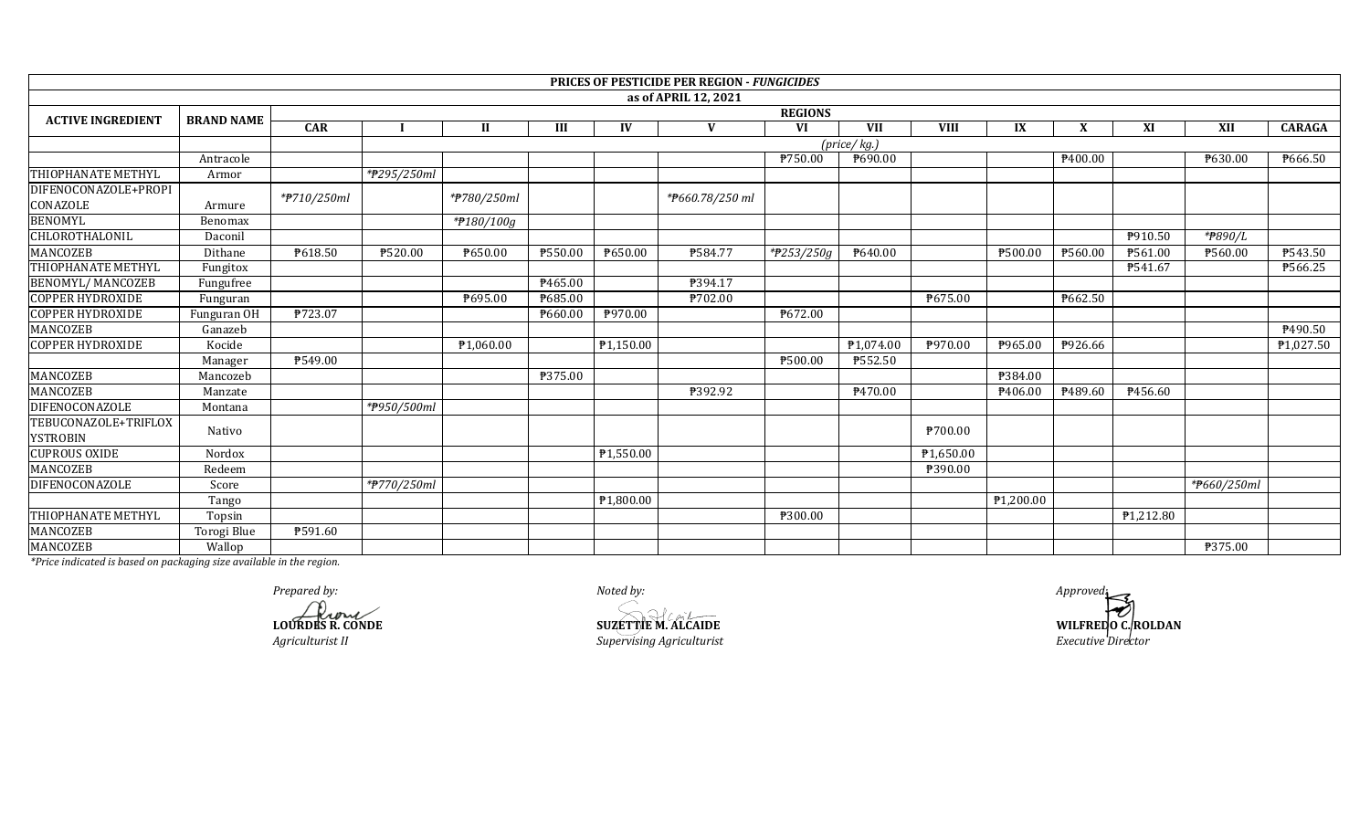| ACTIVE INGREDIENT | BRAND NAME | REGIONS | | | | | | | | | | | | | |
|---|---|---|---|---|---|---|---|---|---|---|---|---|---|---|---|
| | | CAR | I | II | III | IV | V | VI | VII | VIII | IX | X | XI | XII | CARAGA |
| PRICES OF PESTICIDE PER REGION - *FUNGICIDES* as of APRIL 12, 2021 | | | | | | | | | | | | | | | |
| | | | *(price/ kg.)* | | | | | | | | | | | | |
| | Antracole | | | | | | | ₱750.00 | ₱690.00 | | | ₱400.00 | | ₱630.00 | ₱666.50 |
| THIOPHANATE METHYL | Armor | | *\*₱295/250ml* | | | | | | | | | | | | |
| DIFENOCONAZOLE+PROPICONAZOLE | Armure | *\*₱710/250ml* | | *\*₱780/250ml* | | | *\*₱660.78/250 ml* | | | | | | | | |
| BENOMYL | Benomax | | | *\*₱180/100g* | | | | | | | | | | | |
| CHLOROTHALONIL | Daconil | | | | | | | | | | | | ₱910.50 | *\*₱890/L* | |
| MANCOZEB | Dithane | ₱618.50 | ₱520.00 | ₱650.00 | ₱550.00 | ₱650.00 | ₱584.77 | *\*₱253/250g* | ₱640.00 | | ₱500.00 | ₱560.00 | ₱561.00 | ₱560.00 | ₱543.50 |
| THIOPHANATE METHYL | Fungitox | | | | | | | | | | | | ₱541.67 | | ₱566.25 |
| BENOMYL/ MANCOZEB | Fungufree | | | | ₱465.00 | | ₱394.17 | | | | | | | | |
| COPPER HYDROXIDE | Funguran | | | ₱695.00 | ₱685.00 | | ₱702.00 | | | ₱675.00 | | ₱662.50 | | | |
| COPPER HYDROXIDE | Funguran OH | ₱723.07 | | | ₱660.00 | ₱970.00 | | ₱672.00 | | | | | | | |
| MANCOZEB | Ganazeb | | | | | | | | | | | | | | ₱490.50 |
| COPPER HYDROXIDE | Kocide | | | ₱1,060.00 | | ₱1,150.00 | | | ₱1,074.00 | ₱970.00 | ₱965.00 | ₱926.66 | | | ₱1,027.50 |
| | Manager | ₱549.00 | | | | | | ₱500.00 | ₱552.50 | | | | | | |
| MANCOZEB | Mancozeb | | | | ₱375.00 | | | | | | ₱384.00 | | | | |
| MANCOZEB | Manzate | | | | | | ₱392.92 | | ₱470.00 | | ₱406.00 | ₱489.60 | ₱456.60 | | |
| DIFENOCONAZOLE | Montana | | *\*₱950/500ml* | | | | | | | | | | | | |
| TEBUCONAZOLE+TRIFLOXYSTROBIN | Nativo | | | | | | | | | ₱700.00 | | | | | |
| CUPROUS OXIDE | Nordox | | | | | ₱1,550.00 | | | | ₱1,650.00 | | | | | |
| MANCOZEB | Redeem | | | | | | | | | ₱390.00 | | | | | |
| DIFENOCONAZOLE | Score | | *\*₱770/250ml* | | | | | | | | | | | *\*₱660/250ml* | |
| | Tango | | | | | ₱1,800.00 | | | | | ₱1,200.00 | | | | |
| THIOPHANATE METHYL | Topsin | | | | | | | ₱300.00 | | | | | ₱1,212.80 | | |
| MANCOZEB | Torogi Blue | ₱591.60 | | | | | | | | | | | | | |
| MANCOZEB | Wallop | | | | | | | | | | | | | ₱375.00 | |

*\*Price indicated is based on packaging size available in the region.*

*Prepared by:*

**LOURDES R. CONDE**
*Agriculturist II*

*Noted by:*

**SUZETTIE M. ALCAIDE**
*Supervising Agriculturist*

*Approved:*

**WILFREDO C. ROLDAN**
*Executive Director*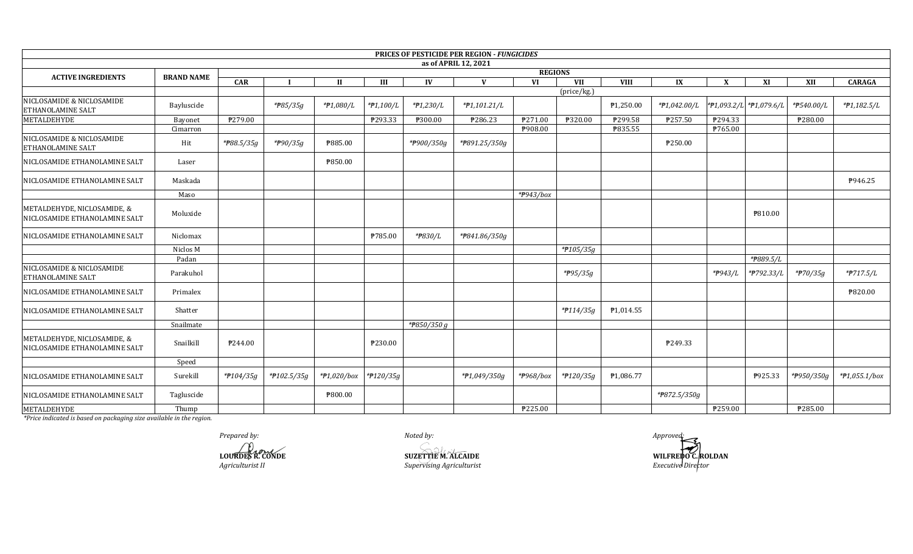| PRICES OF PESTICIDE PER REGION - *FUNGICIDES* | | | | | | | | | | | | | | | |
|---|---|---|---|---|---|---|---|---|---|---|---|---|---|---|---|
| as of APRIL 12, 2021 | | | | | | | | | | | | | | | |
| ACTIVE INGREDIENTS | BRAND NAME | REGIONS | | | | | | | | | | | | | |
| | | CAR | I | II | III | IV | V | VI | VII | VIII | IX | X | XI | XII | CARAGA |
| | | (price/kg.) | | | | | | | | | | | | | |
| NICLOSAMIDE & NICLOSAMIDE ETHANOLAMINE SALT | Bayluscide | | *₱85/35g | *₱1,080/L | *₱1,100/L | *₱1,230/L | *₱1,101.21/L | | | ₱1,250.00 | *₱1,042.00/L | *₱1,093.2/L | *₱1,079.6/L | *₱540.00/L | *₱1,182.5/L |
| METALDEHYDE | Bayonet | ₱279.00 | | | ₱293.33 | ₱300.00 | ₱286.23 | ₱271.00 | ₱320.00 | ₱299.58 | ₱257.50 | ₱294.33 | | ₱280.00 | |
| | Cimarron | | | | | | | ₱908.00 | | ₱835.55 | | ₱765.00 | | | |
| NICLOSAMIDE & NICLOSAMIDE ETHANOLAMINE SALT | Hit | *₱88.5/35g | *₱90/35g | ₱885.00 | | *₱900/350g | *₱891.25/350g | | | | ₱250.00 | | | | |
| NICLOSAMIDE ETHANOLAMINE SALT | Laser | | | ₱850.00 | | | | | | | | | | | |
| NICLOSAMIDE ETHANOLAMINE SALT | Maskada | | | | | | | | | | | | | | ₱946.25 |
| | Maso | | | | | | | *₱943/box | | | | | | | |
| METALDEHYDE, NICLOSAMIDE, & NICLOSAMIDE ETHANOLAMINE SALT | Moluxide | | | | | | | | | | | | ₱810.00 | | |
| NICLOSAMIDE ETHANOLAMINE SALT | Niclomax | | | | ₱785.00 | *₱830/L | *₱841.86/350g | | | | | | | | |
| | Niclos M | | | | | | | | *₱105/35g | | | | | | |
| | Padan | | | | | | | | | | | | *₱889.5/L | | |
| NICLOSAMIDE & NICLOSAMIDE ETHANOLAMINE SALT | Parakuhol | | | | | | | | *₱95/35g | | | *₱943/L | *₱792.33/L | *₱70/35g | *₱717.5/L |
| NICLOSAMIDE ETHANOLAMINE SALT | Primalex | | | | | | | | | | | | | | ₱820.00 |
| NICLOSAMIDE ETHANOLAMINE SALT | Shatter | | | | | | | | *₱114/35g | ₱1,014.55 | | | | | |
| | Snailmate | | | | | *₱850/350 g | | | | | | | | | |
| METALDEHYDE, NICLOSAMIDE, & NICLOSAMIDE ETHANOLAMINE SALT | Snailkill | ₱244.00 | | | ₱230.00 | | | | | | ₱249.33 | | | | |
| | Speed | | | | | | | | | | | | | | |
| NICLOSAMIDE ETHANOLAMINE SALT | Surekill | *₱104/35g | *₱102.5/35g | *₱1,020/box | *₱120/35g | | *₱1,049/350g | *₱968/box | *₱120/35g | ₱1,086.77 | | | ₱925.33 | *₱950/350g | *₱1,055.1/box |
| NICLOSAMIDE ETHANOLAMINE SALT | Tagluscide | | | ₱800.00 | | | | | | | *₱872.5/350g | | | | |
| METALDEHYDE | Thump | | | | | | | ₱225.00 | | | | ₱259.00 | | ₱285.00 | |

*\*Price indicated is based on packaging size available in the region.*

*Prepared by:*

**LOURDES R. CONDE**
*Agriculturist II*

*Noted by:*

**SUZETTE M. ALCAIDE**
*Supervising Agriculturist*

*Approved:*

**WILFREDO C. ROLDAN**
*Executive Director*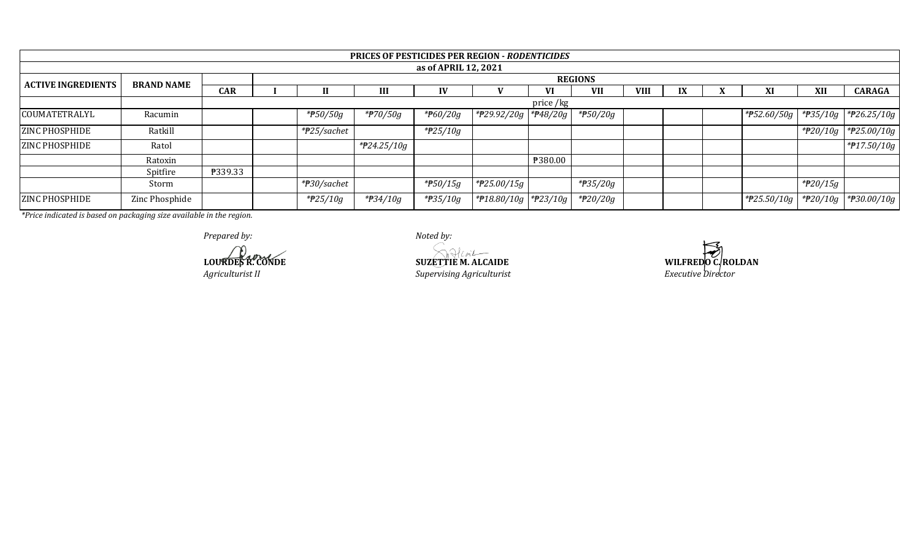| **ACTIVE INGREDIENTS** | **BRAND NAME** | | **REGIONS** | | | | | | | | | | | | | |
|---|---|---|---|---|---|---|---|---|---|---|---|---|---|---|---|---|
| | | **CAR** | **I** | **II** | **III** | **IV** | **V** | **VI** | **VII** | **VIII** | **IX** | **X** | **XI** | **XII** | **CARAGA** |
| | | price /kg | | | | | | | | | | | | | |
| COUMATETRALYL | Racumin | | | *₱50/50g | *₱70/50g | *₱60/20g | *₱29.92/20g | *₱48/20g | *₱50/20g | | | | *₱52.60/50g | *₱35/10g | *₱26.25/10g |
| ZINC PHOSPHIDE | Ratkill | | | *₱25/sachet | | *₱25/10g | | | | | | | | *₱20/10g | *₱25.00/10g |
| ZINC PHOSPHIDE | Ratol | | | | *₱24.25/10g | | | | | | | | | | *₱17.50/10g |
| | Ratoxin | | | | | | | ₱380.00 | | | | | | | |
| | Spitfire | ₱339.33 | | | | | | | | | | | | | |
| | Storm | | | *₱30/sachet | | *₱50/15g | *₱25.00/15g | | *₱35/20g | | | | | *₱20/15g | |
| ZINC PHOSPHIDE | Zinc Phosphide | | | *₱25/10g | *₱34/10g | *₱35/10g | *₱18.80/10g | *₱23/10g | *₱20/20g | | | | *₱25.50/10g | *₱20/10g | *₱30.00/10g |

Table title: **PRICES OF PESTICIDES PER REGION - *RODENTICIDES*** — **as of APRIL 12, 2021**

*\*Price indicated is based on packaging size available in the region.*

*Prepared by:*

**LOURDES R. CONDE**
*Agriculturist II*

*Noted by:*

**SUZETTIE M. ALCAIDE**
*Supervising Agriculturist*

**WILFREDO C. ROLDAN**
*Executive Director*